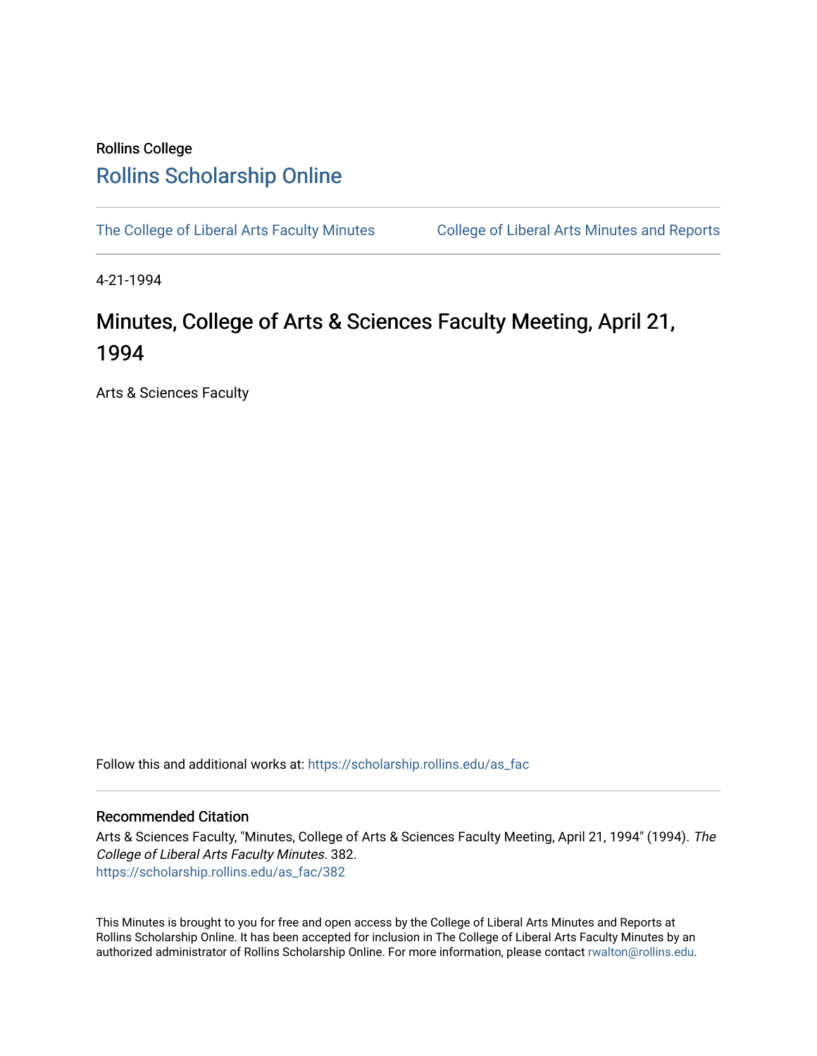Rollins College

# Rollins Scholarship Online

The College of Liberal Arts Faculty Minutes | College of Liberal Arts Minutes and Reports

4-21-1994

## Minutes, College of Arts & Sciences Faculty Meeting, April 21, 1994

Arts & Sciences Faculty

Follow this and additional works at: https://scholarship.rollins.edu/as_fac

### Recommended Citation

Arts & Sciences Faculty, "Minutes, College of Arts & Sciences Faculty Meeting, April 21, 1994" (1994). *The College of Liberal Arts Faculty Minutes*. 382.
https://scholarship.rollins.edu/as_fac/382

This Minutes is brought to you for free and open access by the College of Liberal Arts Minutes and Reports at Rollins Scholarship Online. It has been accepted for inclusion in The College of Liberal Arts Faculty Minutes by an authorized administrator of Rollins Scholarship Online. For more information, please contact rwalton@rollins.edu.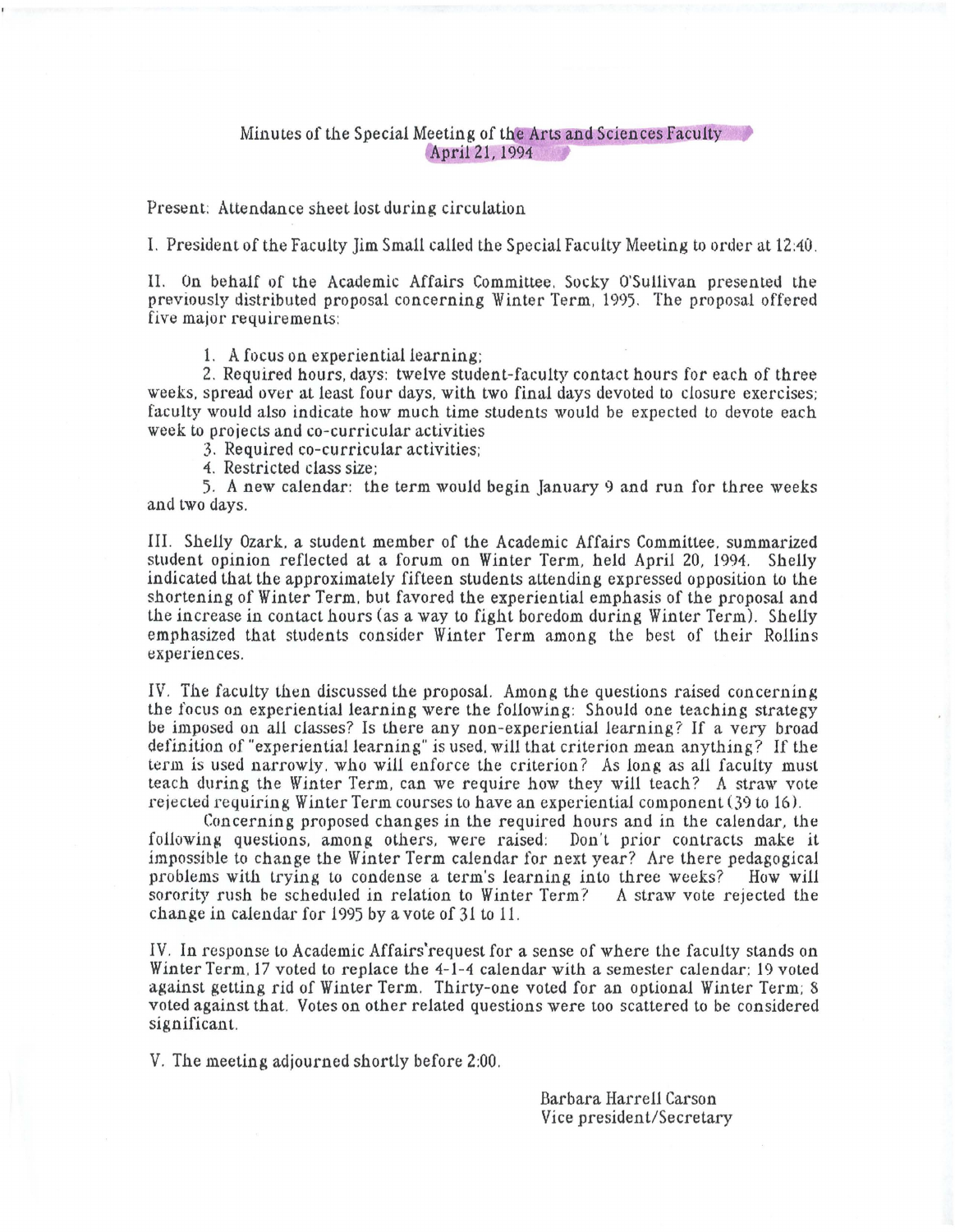Minutes of the Special Meeting of the Arts and Sciences Faculty
April 21, 1994

Present: Attendance sheet lost during circulation

I. President of the Faculty Jim Small called the Special Faculty Meeting to order at 12:40.

II. On behalf of the Academic Affairs Committee, Socky O'Sullivan presented the previously distributed proposal concerning Winter Term, 1995. The proposal offered five major requirements:

1. A focus on experiential learning;
2. Required hours, days: twelve student-faculty contact hours for each of three weeks, spread over at least four days, with two final days devoted to closure exercises; faculty would also indicate how much time students would be expected to devote each week to projects and co-curricular activities
3. Required co-curricular activities;
4. Restricted class size;
5. A new calendar: the term would begin January 9 and run for three weeks and two days.

III. Shelly Ozark, a student member of the Academic Affairs Committee, summarized student opinion reflected at a forum on Winter Term, held April 20, 1994. Shelly indicated that the approximately fifteen students attending expressed opposition to the shortening of Winter Term, but favored the experiential emphasis of the proposal and the increase in contact hours (as a way to fight boredom during Winter Term). Shelly emphasized that students consider Winter Term among the best of their Rollins experiences.

IV. The faculty then discussed the proposal. Among the questions raised concerning the focus on experiential learning were the following: Should one teaching strategy be imposed on all classes? Is there any non-experiential learning? If a very broad definition of "experiential learning" is used, will that criterion mean anything? If the term is used narrowly, who will enforce the criterion? As long as all faculty must teach during the Winter Term, can we require how they will teach? A straw vote rejected requiring Winter Term courses to have an experiential component (39 to 16).

Concerning proposed changes in the required hours and in the calendar, the following questions, among others, were raised: Don't prior contracts make it impossible to change the Winter Term calendar for next year? Are there pedagogical problems with trying to condense a term's learning into three weeks? How will sorority rush be scheduled in relation to Winter Term? A straw vote rejected the change in calendar for 1995 by a vote of 31 to 11.

IV. In response to Academic Affairs'request for a sense of where the faculty stands on Winter Term, 17 voted to replace the 4-1-4 calendar with a semester calendar; 19 voted against getting rid of Winter Term. Thirty-one voted for an optional Winter Term; 8 voted against that. Votes on other related questions were too scattered to be considered significant.

V. The meeting adjourned shortly before 2:00.

Barbara Harrell Carson
Vice president/Secretary